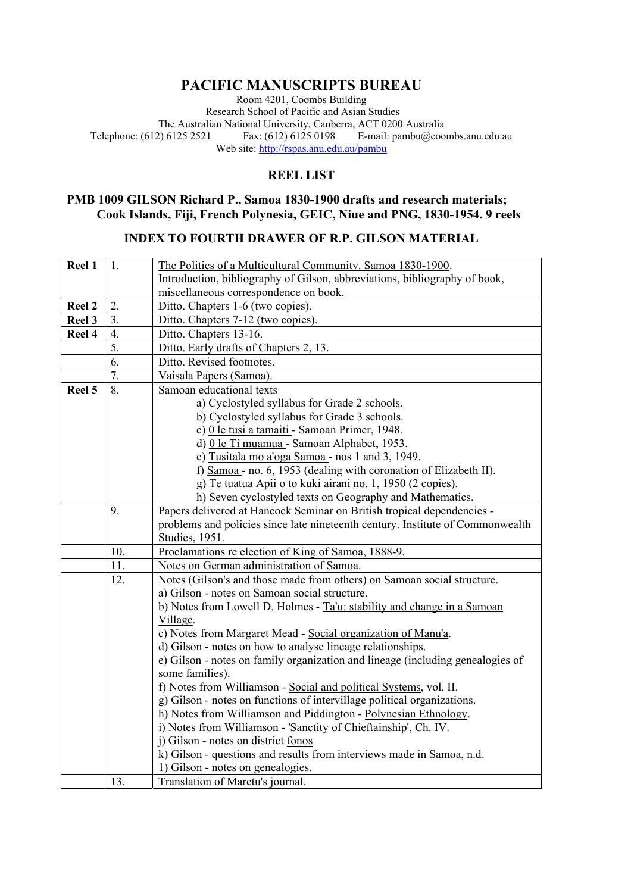# PACIFIC MANUSCRIPTS BUREAU

Room 4201, Coombs Building
Research School of Pacific and Asian Studies
The Australian National University, Canberra, ACT 0200 Australia
Telephone: (612) 6125 2521 Fax: (612) 6125 0198 E-mail: pambu@coombs.anu.edu.au
Web site: http://rspas.anu.edu.au/pambu

## REEL LIST

### PMB 1009 GILSON Richard P., Samoa 1830-1900 drafts and research materials; Cook Islands, Fiji, French Polynesia, GEIC, Niue and PNG, 1830-1954. 9 reels

### INDEX TO FOURTH DRAWER OF R.P. GILSON MATERIAL

| | | |
|---|---|---|
| **Reel 1** | 1. | The Politics of a Multicultural Community. Samoa 1830-1900. Introduction, bibliography of Gilson, abbreviations, bibliography of book, miscellaneous correspondence on book. |
| **Reel 2** | 2. | Ditto. Chapters 1-6 (two copies). |
| **Reel 3** | 3. | Ditto. Chapters 7-12 (two copies). |
| **Reel 4** | 4. | Ditto. Chapters 13-16. |
| | 5. | Ditto. Early drafts of Chapters 2, 13. |
| | 6. | Ditto. Revised footnotes. |
| | 7. | Vaisala Papers (Samoa). |
| **Reel 5** | 8. | Samoan educational texts<br>a) Cyclostyled syllabus for Grade 2 schools.<br>b) Cyclostyled syllabus for Grade 3 schools.<br>c) 0 le tusi a tamaiti - Samoan Primer, 1948.<br>d) 0 le Ti muamua - Samoan Alphabet, 1953.<br>e) Tusitala mo a'oga Samoa - nos 1 and 3, 1949.<br>f) Samoa - no. 6, 1953 (dealing with coronation of Elizabeth II).<br>g) Te tuatua Apii o to kuki airani no. 1, 1950 (2 copies).<br>h) Seven cyclostyled texts on Geography and Mathematics. |
| | 9. | Papers delivered at Hancock Seminar on British tropical dependencies - problems and policies since late nineteenth century. Institute of Commonwealth Studies, 1951. |
| | 10. | Proclamations re election of King of Samoa, 1888-9. |
| | 11. | Notes on German administration of Samoa. |
| | 12. | Notes (Gilson's and those made from others) on Samoan social structure.<br>a) Gilson - notes on Samoan social structure.<br>b) Notes from Lowell D. Holmes - Ta'u: stability and change in a Samoan Village.<br>c) Notes from Margaret Mead - Social organization of Manu'a.<br>d) Gilson - notes on how to analyse lineage relationships.<br>e) Gilson - notes on family organization and lineage (including genealogies of some families).<br>f) Notes from Williamson - Social and political Systems, vol. II.<br>g) Gilson - notes on functions of intervillage political organizations.<br>h) Notes from Williamson and Piddington - Polynesian Ethnology.<br>i) Notes from Williamson - 'Sanctity of Chieftainship', Ch. IV.<br>j) Gilson - notes on district fonos<br>k) Gilson - questions and results from interviews made in Samoa, n.d.<br>1) Gilson - notes on genealogies. |
| | 13. | Translation of Maretu's journal. |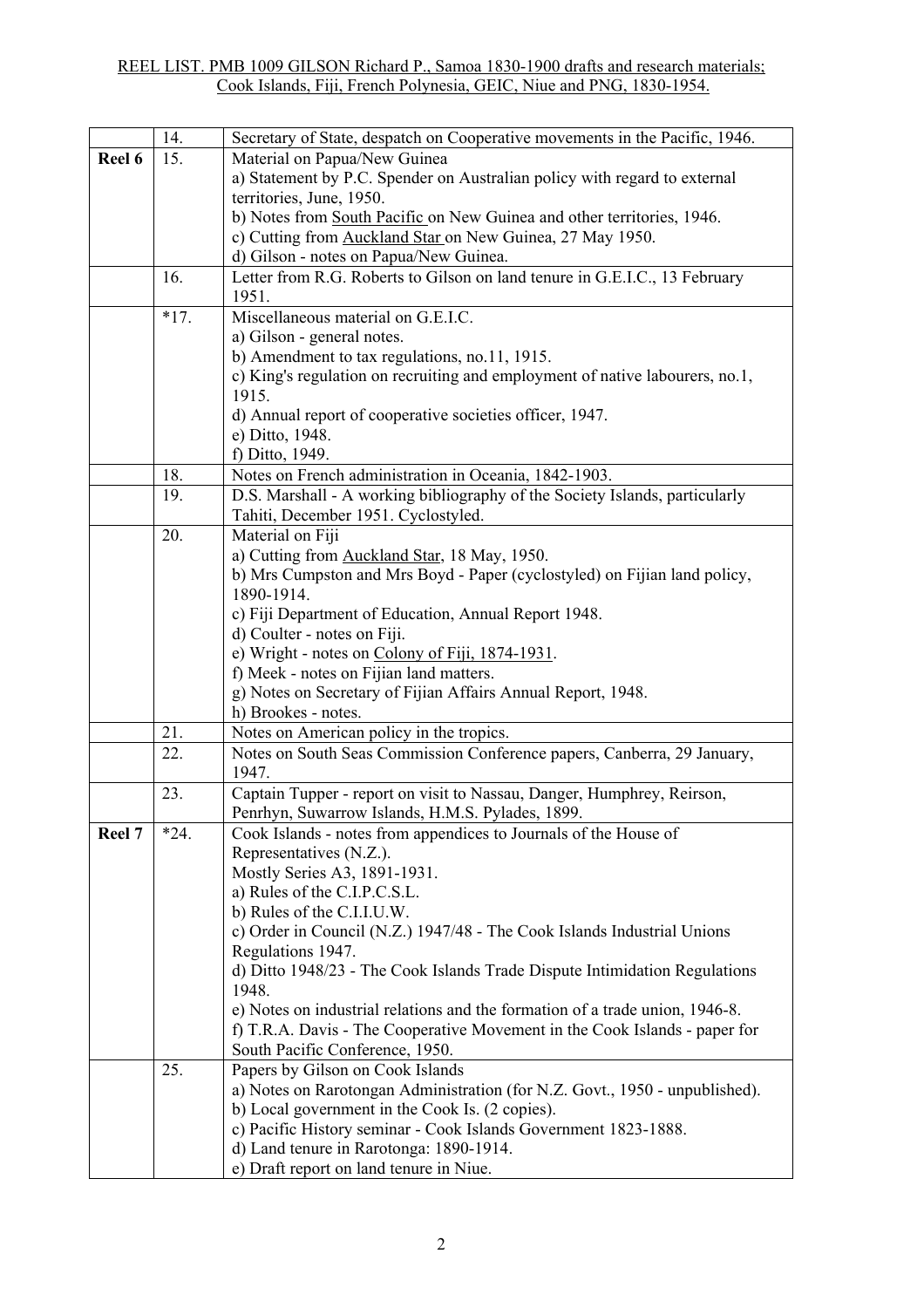| | | |
|---|---|---|
| | 14. | Secretary of State, despatch on Cooperative movements in the Pacific, 1946. |
| **Reel 6** | 15. | Material on Papua/New Guinea<br>a) Statement by P.C. Spender on Australian policy with regard to external territories, June, 1950.<br>b) Notes from South Pacific on New Guinea and other territories, 1946.<br>c) Cutting from Auckland Star on New Guinea, 27 May 1950.<br>d) Gilson - notes on Papua/New Guinea. |
| | 16. | Letter from R.G. Roberts to Gilson on land tenure in G.E.I.C., 13 February 1951. |
| | *17. | Miscellaneous material on G.E.I.C.<br>a) Gilson - general notes.<br>b) Amendment to tax regulations, no.11, 1915.<br>c) King's regulation on recruiting and employment of native labourers, no.1, 1915.<br>d) Annual report of cooperative societies officer, 1947.<br>e) Ditto, 1948.<br>f) Ditto, 1949. |
| | 18. | Notes on French administration in Oceania, 1842-1903. |
| | 19. | D.S. Marshall - A working bibliography of the Society Islands, particularly Tahiti, December 1951. Cyclostyled. |
| | 20. | Material on Fiji<br>a) Cutting from Auckland Star, 18 May, 1950.<br>b) Mrs Cumpston and Mrs Boyd - Paper (cyclostyled) on Fijian land policy, 1890-1914.<br>c) Fiji Department of Education, Annual Report 1948.<br>d) Coulter - notes on Fiji.<br>e) Wright - notes on Colony of Fiji, 1874-1931.<br>f) Meek - notes on Fijian land matters.<br>g) Notes on Secretary of Fijian Affairs Annual Report, 1948.<br>h) Brookes - notes. |
| | 21. | Notes on American policy in the tropics. |
| | 22. | Notes on South Seas Commission Conference papers, Canberra, 29 January, 1947. |
| | 23. | Captain Tupper - report on visit to Nassau, Danger, Humphrey, Reirson, Penrhyn, Suwarrow Islands, H.M.S. Pylades, 1899. |
| **Reel 7** | *24. | Cook Islands - notes from appendices to Journals of the House of Representatives (N.Z.).<br>Mostly Series A3, 1891-1931.<br>a) Rules of the C.I.P.C.S.L.<br>b) Rules of the C.I.I.U.W.<br>c) Order in Council (N.Z.) 1947/48 - The Cook Islands Industrial Unions Regulations 1947.<br>d) Ditto 1948/23 - The Cook Islands Trade Dispute Intimidation Regulations 1948.<br>e) Notes on industrial relations and the formation of a trade union, 1946-8.<br>f) T.R.A. Davis - The Cooperative Movement in the Cook Islands - paper for South Pacific Conference, 1950. |
| | 25. | Papers by Gilson on Cook Islands<br>a) Notes on Rarotongan Administration (for N.Z. Govt., 1950 - unpublished).<br>b) Local government in the Cook Is. (2 copies).<br>c) Pacific History seminar - Cook Islands Government 1823-1888.<br>d) Land tenure in Rarotonga: 1890-1914.<br>e) Draft report on land tenure in Niue. |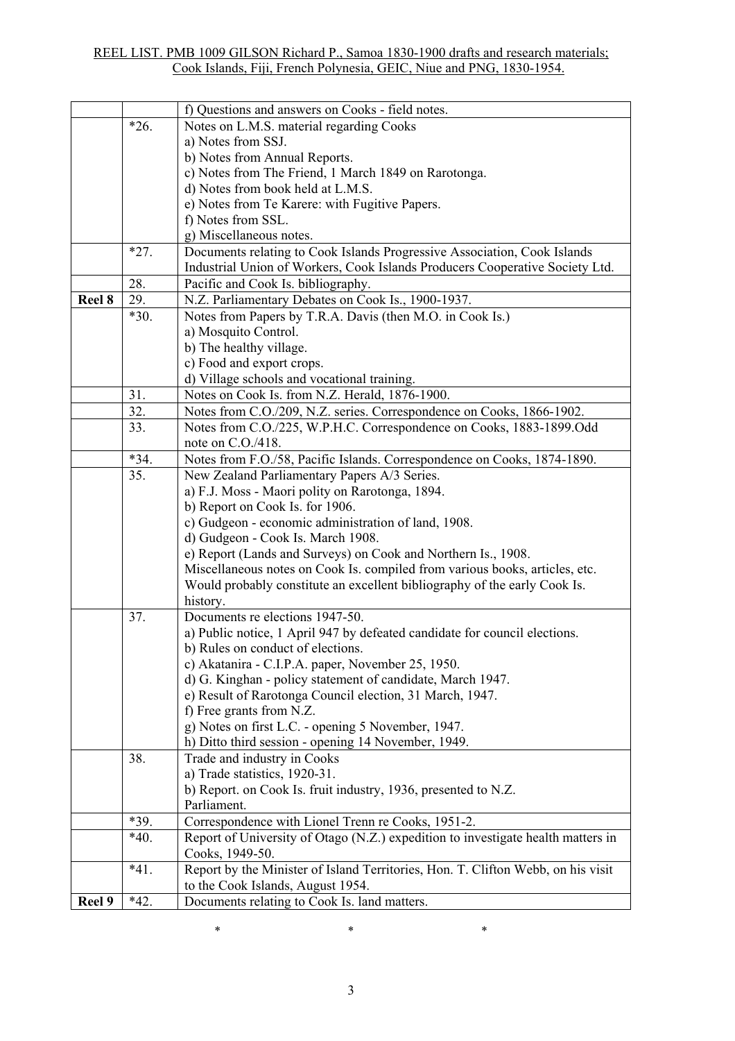| | | |
|---|---|---|
| | | f) Questions and answers on Cooks - field notes. |
| | *26. | Notes on L.M.S. material regarding Cooks<br>a) Notes from SSJ.<br>b) Notes from Annual Reports.<br>c) Notes from The Friend, 1 March 1849 on Rarotonga.<br>d) Notes from book held at L.M.S.<br>e) Notes from Te Karere: with Fugitive Papers.<br>f) Notes from SSL.<br>g) Miscellaneous notes. |
| | *27. | Documents relating to Cook Islands Progressive Association, Cook Islands Industrial Union of Workers, Cook Islands Producers Cooperative Society Ltd. |
| | 28. | Pacific and Cook Is. bibliography. |
| **Reel 8** | 29. | N.Z. Parliamentary Debates on Cook Is., 1900-1937. |
| | *30. | Notes from Papers by T.R.A. Davis (then M.O. in Cook Is.)<br>a) Mosquito Control.<br>b) The healthy village.<br>c) Food and export crops.<br>d) Village schools and vocational training. |
| | 31. | Notes on Cook Is. from N.Z. Herald, 1876-1900. |
| | 32. | Notes from C.O./209, N.Z. series. Correspondence on Cooks, 1866-1902. |
| | 33. | Notes from C.O./225, W.P.H.C. Correspondence on Cooks, 1883-1899.Odd note on C.O./418. |
| | *34. | Notes from F.O./58, Pacific Islands. Correspondence on Cooks, 1874-1890. |
| | 35. | New Zealand Parliamentary Papers A/3 Series.<br>a) F.J. Moss - Maori polity on Rarotonga, 1894.<br>b) Report on Cook Is. for 1906.<br>c) Gudgeon - economic administration of land, 1908.<br>d) Gudgeon - Cook Is. March 1908.<br>e) Report (Lands and Surveys) on Cook and Northern Is., 1908.<br>Miscellaneous notes on Cook Is. compiled from various books, articles, etc. Would probably constitute an excellent bibliography of the early Cook Is. history. |
| | 37. | Documents re elections 1947-50.<br>a) Public notice, 1 April 947 by defeated candidate for council elections.<br>b) Rules on conduct of elections.<br>c) Akatanira - C.I.P.A. paper, November 25, 1950.<br>d) G. Kinghan - policy statement of candidate, March 1947.<br>e) Result of Rarotonga Council election, 31 March, 1947.<br>f) Free grants from N.Z.<br>g) Notes on first L.C. - opening 5 November, 1947.<br>h) Ditto third session - opening 14 November, 1949. |
| | 38. | Trade and industry in Cooks<br>a) Trade statistics, 1920-31.<br>b) Report. on Cook Is. fruit industry, 1936, presented to N.Z. Parliament. |
| | *39. | Correspondence with Lionel Trenn re Cooks, 1951-2. |
| | *40. | Report of University of Otago (N.Z.) expedition to investigate health matters in Cooks, 1949-50. |
| | *41. | Report by the Minister of Island Territories, Hon. T. Clifton Webb, on his visit to the Cook Islands, August 1954. |
| **Reel 9** | *42. | Documents relating to Cook Is. land matters. |

\*　　　　　\*　　　　　\*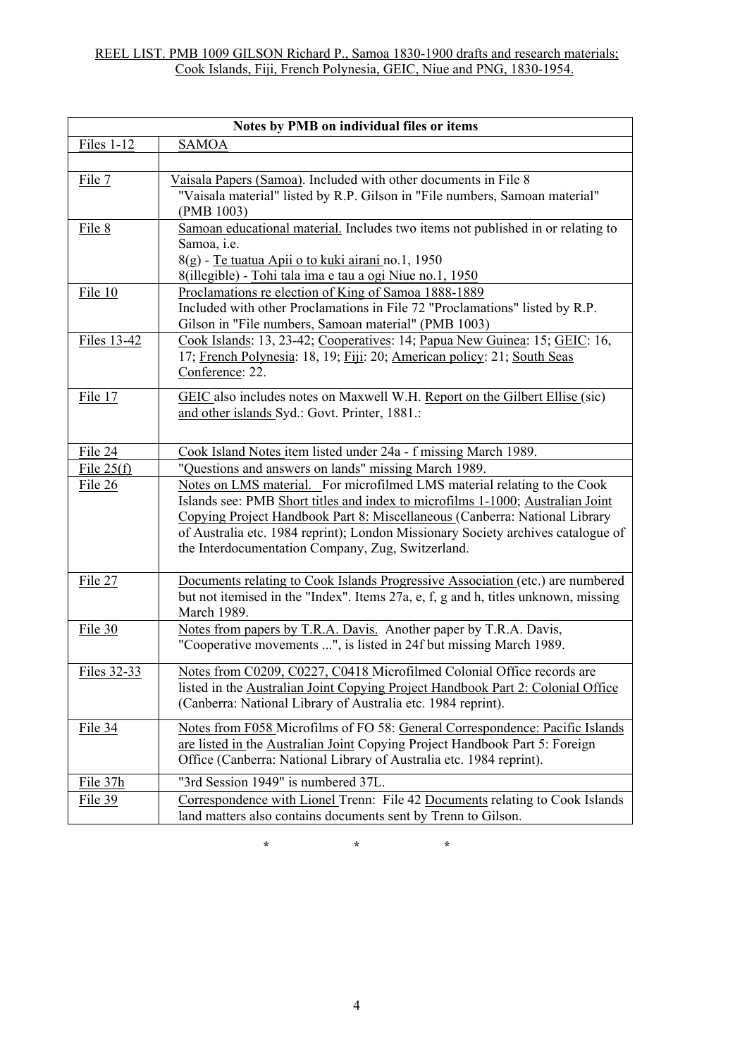REEL LIST. PMB 1009 GILSON Richard P., Samoa 1830-1900 drafts and research materials; Cook Islands, Fiji, French Polynesia, GEIC, Niue and PNG, 1830-1954.

| Notes by PMB on individual files or items | |
|---|---|
| Files 1-12 | SAMOA |
| | |
| File 7 | Vaisala Papers (Samoa). Included with other documents in File 8 "Vaisala material" listed by R.P. Gilson in "File numbers, Samoan material" (PMB 1003) |
| File 8 | Samoan educational material. Includes two items not published in or relating to Samoa, i.e. 8(g) - Te tuatua Apii o to kuki airani no.1, 1950 8(illegible) - Tohi tala ima e tau a ogi Niue no.1, 1950 |
| File 10 | Proclamations re election of King of Samoa 1888-1889 Included with other Proclamations in File 72 "Proclamations" listed by R.P. Gilson in "File numbers, Samoan material" (PMB 1003) |
| Files 13-42 | Cook Islands: 13, 23-42; Cooperatives: 14; Papua New Guinea: 15; GEIC: 16, 17; French Polynesia: 18, 19; Fiji: 20; American policy: 21; South Seas Conference: 22. |
| File 17 | GEIC also includes notes on Maxwell W.H. Report on the Gilbert Ellise (sic) and other islands Syd.: Govt. Printer, 1881.: |
| File 24 | Cook Island Notes item listed under 24a - f missing March 1989. |
| File 25(f) | "Questions and answers on lands" missing March 1989. |
| File 26 | Notes on LMS material. For microfilmed LMS material relating to the Cook Islands see: PMB Short titles and index to microfilms 1-1000; Australian Joint Copying Project Handbook Part 8: Miscellaneous (Canberra: National Library of Australia etc. 1984 reprint); London Missionary Society archives catalogue of the Interdocumentation Company, Zug, Switzerland. |
| File 27 | Documents relating to Cook Islands Progressive Association (etc.) are numbered but not itemised in the "Index". Items 27a, e, f, g and h, titles unknown, missing March 1989. |
| File 30 | Notes from papers by T.R.A. Davis. Another paper by T.R.A. Davis, "Cooperative movements ...", is listed in 24f but missing March 1989. |
| Files 32-33 | Notes from C0209, C0227, C0418 Microfilmed Colonial Office records are listed in the Australian Joint Copying Project Handbook Part 2: Colonial Office (Canberra: National Library of Australia etc. 1984 reprint). |
| File 34 | Notes from F058 Microfilms of FO 58: General Correspondence: Pacific Islands are listed in the Australian Joint Copying Project Handbook Part 5: Foreign Office (Canberra: National Library of Australia etc. 1984 reprint). |
| File 37h | "3rd Session 1949" is numbered 37L. |
| File 39 | Correspondence with Lionel Trenn: File 42 Documents relating to Cook Islands land matters also contains documents sent by Trenn to Gilson. |

\* \* \*